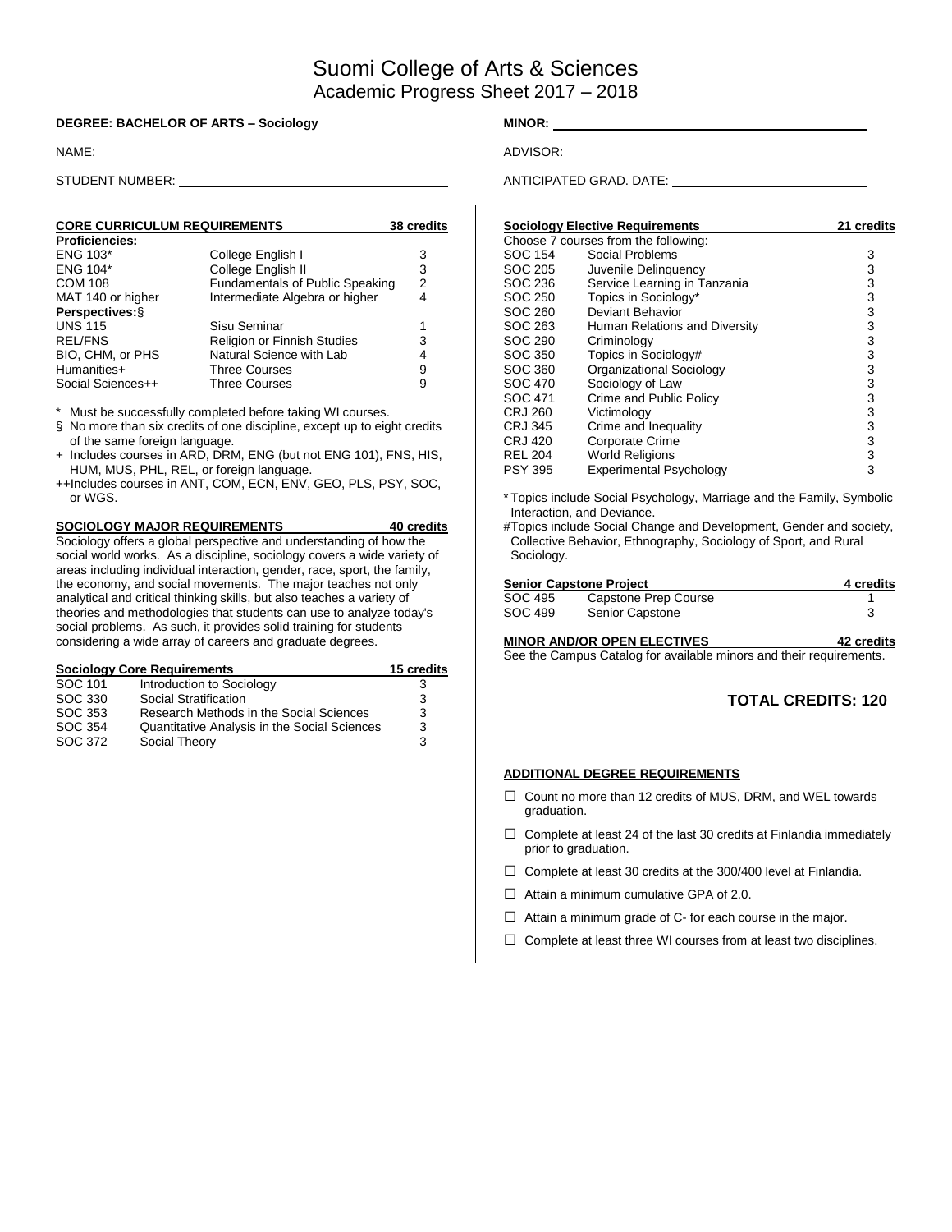# Suomi College of Arts & Sciences
## Academic Progress Sheet 2017 – 2018

**DEGREE: BACHELOR OF ARTS – Sociology**

NAME: ______________________

STUDENT NUMBER: ______________________

**MINOR:** ______________________

ADVISOR: ______________________

ANTICIPATED GRAD. DATE: ______________________

### CORE CURRICULUM REQUIREMENTS — 38 credits

| Course | Title | Credits |
|---|---|---|
| **Proficiencies:** | | |
| ENG 103* | College English I | 3 |
| ENG 104* | College English II | 3 |
| COM 108 | Fundamentals of Public Speaking | 2 |
| MAT 140 or higher | Intermediate Algebra or higher | 4 |
| **Perspectives:§** | | |
| UNS 115 | Sisu Seminar | 1 |
| REL/FNS | Religion or Finnish Studies | 3 |
| BIO, CHM, or PHS | Natural Science with Lab | 4 |
| Humanities+ | Three Courses | 9 |
| Social Sciences++ | Three Courses | 9 |

\* Must be successfully completed before taking WI courses.

§ No more than six credits of one discipline, except up to eight credits of the same foreign language.

\+ Includes courses in ARD, DRM, ENG (but not ENG 101), FNS, HIS, HUM, MUS, PHL, REL, or foreign language.

++Includes courses in ANT, COM, ECN, ENV, GEO, PLS, PSY, SOC, or WGS.

### SOCIOLOGY MAJOR REQUIREMENTS — 40 credits

Sociology offers a global perspective and understanding of how the social world works. As a discipline, sociology covers a wide variety of areas including individual interaction, gender, race, sport, the family, the economy, and social movements. The major teaches not only analytical and critical thinking skills, but also teaches a variety of theories and methodologies that students can use to analyze today's social problems. As such, it provides solid training for students considering a wide array of careers and graduate degrees.

#### Sociology Core Requirements — 15 credits

| Course | Title | Credits |
|---|---|---|
| SOC 101 | Introduction to Sociology | 3 |
| SOC 330 | Social Stratification | 3 |
| SOC 353 | Research Methods in the Social Sciences | 3 |
| SOC 354 | Quantitative Analysis in the Social Sciences | 3 |
| SOC 372 | Social Theory | 3 |

#### Sociology Elective Requirements — 21 credits

Choose 7 courses from the following:

| Course | Title | Credits |
|---|---|---|
| SOC 154 | Social Problems | 3 |
| SOC 205 | Juvenile Delinquency | 3 |
| SOC 236 | Service Learning in Tanzania | 3 |
| SOC 250 | Topics in Sociology* | 3 |
| SOC 260 | Deviant Behavior | 3 |
| SOC 263 | Human Relations and Diversity | 3 |
| SOC 290 | Criminology | 3 |
| SOC 350 | Topics in Sociology# | 3 |
| SOC 360 | Organizational Sociology | 3 |
| SOC 470 | Sociology of Law | 3 |
| SOC 471 | Crime and Public Policy | 3 |
| CRJ 260 | Victimology | 3 |
| CRJ 345 | Crime and Inequality | 3 |
| CRJ 420 | Corporate Crime | 3 |
| REL 204 | World Religions | 3 |
| PSY 395 | Experimental Psychology | 3 |

\* Topics include Social Psychology, Marriage and the Family, Symbolic Interaction, and Deviance.

#Topics include Social Change and Development, Gender and society, Collective Behavior, Ethnography, Sociology of Sport, and Rural Sociology.

#### Senior Capstone Project — 4 credits

| Course | Title | Credits |
|---|---|---|
| SOC 495 | Capstone Prep Course | 1 |
| SOC 499 | Senior Capstone | 3 |

### MINOR AND/OR OPEN ELECTIVES — 42 credits

See the Campus Catalog for available minors and their requirements.

### TOTAL CREDITS: 120

### ADDITIONAL DEGREE REQUIREMENTS

- ☐ Count no more than 12 credits of MUS, DRM, and WEL towards graduation.
- ☐ Complete at least 24 of the last 30 credits at Finlandia immediately prior to graduation.
- ☐ Complete at least 30 credits at the 300/400 level at Finlandia.
- ☐ Attain a minimum cumulative GPA of 2.0.
- ☐ Attain a minimum grade of C- for each course in the major.
- ☐ Complete at least three WI courses from at least two disciplines.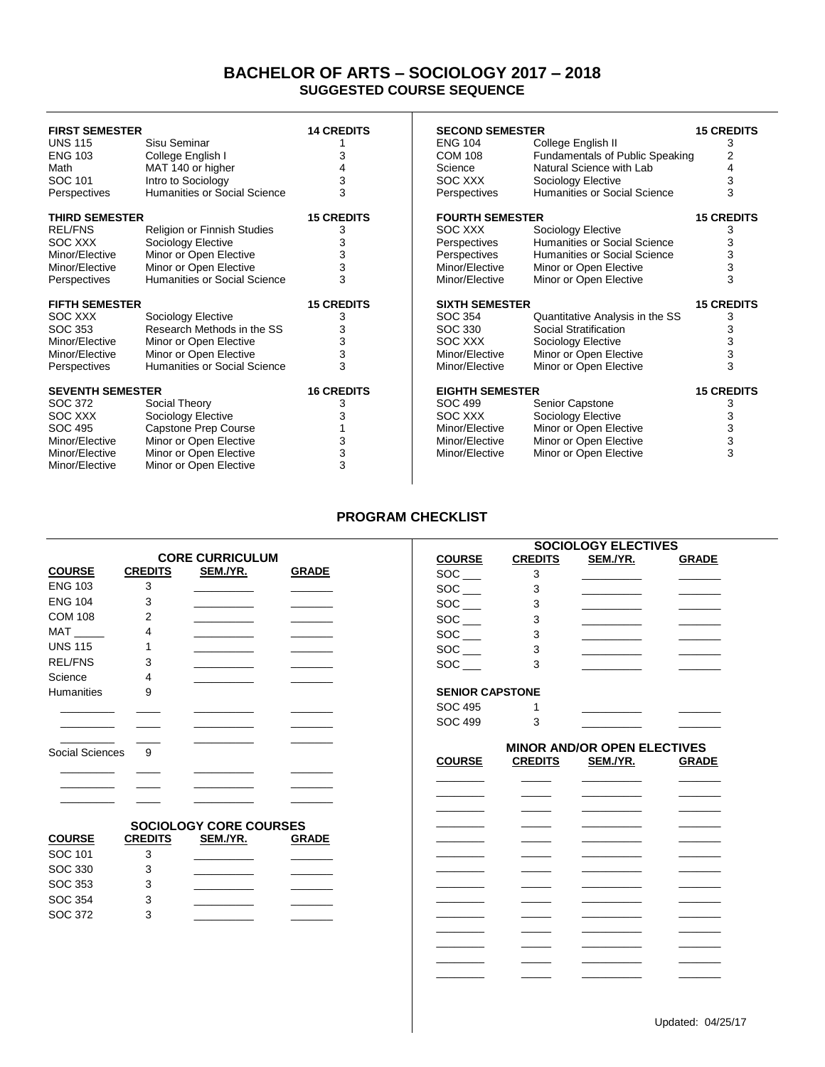# BACHELOR OF ARTS – SOCIOLOGY 2017 – 2018

## SUGGESTED COURSE SEQUENCE

| FIRST SEMESTER | | 14 CREDITS |
|---|---|---|
| UNS 115 | Sisu Seminar | 1 |
| ENG 103 | College English I | 3 |
| Math | MAT 140 or higher | 4 |
| SOC 101 | Intro to Sociology | 3 |
| Perspectives | Humanities or Social Science | 3 |

| SECOND SEMESTER | | 15 CREDITS |
|---|---|---|
| ENG 104 | College English II | 3 |
| COM 108 | Fundamentals of Public Speaking | 2 |
| Science | Natural Science with Lab | 4 |
| SOC XXX | Sociology Elective | 3 |
| Perspectives | Humanities or Social Science | 3 |

| THIRD SEMESTER | | 15 CREDITS |
|---|---|---|
| REL/FNS | Religion or Finnish Studies | 3 |
| SOC XXX | Sociology Elective | 3 |
| Minor/Elective | Minor or Open Elective | 3 |
| Minor/Elective | Minor or Open Elective | 3 |
| Perspectives | Humanities or Social Science | 3 |

| FOURTH SEMESTER | | 15 CREDITS |
|---|---|---|
| SOC XXX | Sociology Elective | 3 |
| Perspectives | Humanities or Social Science | 3 |
| Perspectives | Humanities or Social Science | 3 |
| Minor/Elective | Minor or Open Elective | 3 |
| Minor/Elective | Minor or Open Elective | 3 |

| FIFTH SEMESTER | | 15 CREDITS |
|---|---|---|
| SOC XXX | Sociology Elective | 3 |
| SOC 353 | Research Methods in the SS | 3 |
| Minor/Elective | Minor or Open Elective | 3 |
| Minor/Elective | Minor or Open Elective | 3 |
| Perspectives | Humanities or Social Science | 3 |

| SIXTH SEMESTER | | 15 CREDITS |
|---|---|---|
| SOC 354 | Quantitative Analysis in the SS | 3 |
| SOC 330 | Social Stratification | 3 |
| SOC XXX | Sociology Elective | 3 |
| Minor/Elective | Minor or Open Elective | 3 |
| Minor/Elective | Minor or Open Elective | 3 |

| SEVENTH SEMESTER | | 16 CREDITS |
|---|---|---|
| SOC 372 | Social Theory | 3 |
| SOC XXX | Sociology Elective | 3 |
| SOC 495 | Capstone Prep Course | 1 |
| Minor/Elective | Minor or Open Elective | 3 |
| Minor/Elective | Minor or Open Elective | 3 |
| Minor/Elective | Minor or Open Elective | 3 |

| EIGHTH SEMESTER | | 15 CREDITS |
|---|---|---|
| SOC 499 | Senior Capstone | 3 |
| SOC XXX | Sociology Elective | 3 |
| Minor/Elective | Minor or Open Elective | 3 |
| Minor/Elective | Minor or Open Elective | 3 |
| Minor/Elective | Minor or Open Elective | 3 |

## PROGRAM CHECKLIST

### CORE CURRICULUM

| COURSE | CREDITS | SEM./YR. | GRADE |
|---|---|---|---|
| ENG 103 | 3 | | |
| ENG 104 | 3 | | |
| COM 108 | 2 | | |
| MAT _____ | 4 | | |
| UNS 115 | 1 | | |
| REL/FNS | 3 | | |
| Science | 4 | | |
| Humanities | 9 | | |
| | | | |
| | | | |
| | | | |
| Social Sciences | 9 | | |
| | | | |
| | | | |
| | | | |

### SOCIOLOGY CORE COURSES

| COURSE | CREDITS | SEM./YR. | GRADE |
|---|---|---|---|
| SOC 101 | 3 | | |
| SOC 330 | 3 | | |
| SOC 353 | 3 | | |
| SOC 354 | 3 | | |
| SOC 372 | 3 | | |

### SOCIOLOGY ELECTIVES

| COURSE | CREDITS | SEM./YR. | GRADE |
|---|---|---|---|
| SOC ___ | 3 | | |
| SOC ___ | 3 | | |
| SOC ___ | 3 | | |
| SOC ___ | 3 | | |
| SOC ___ | 3 | | |
| SOC ___ | 3 | | |
| SOC ___ | 3 | | |

### SENIOR CAPSTONE

| COURSE | CREDITS | SEM./YR. | GRADE |
|---|---|---|---|
| SOC 495 | 1 | | |
| SOC 499 | 3 | | |

### MINOR AND/OR OPEN ELECTIVES

| COURSE | CREDITS | SEM./YR. | GRADE |
|---|---|---|---|
| | | | |
| | | | |
| | | | |
| | | | |
| | | | |
| | | | |
| | | | |
| | | | |
| | | | |
| | | | |
| | | | |
| | | | |
| | | | |

Updated: 04/25/17